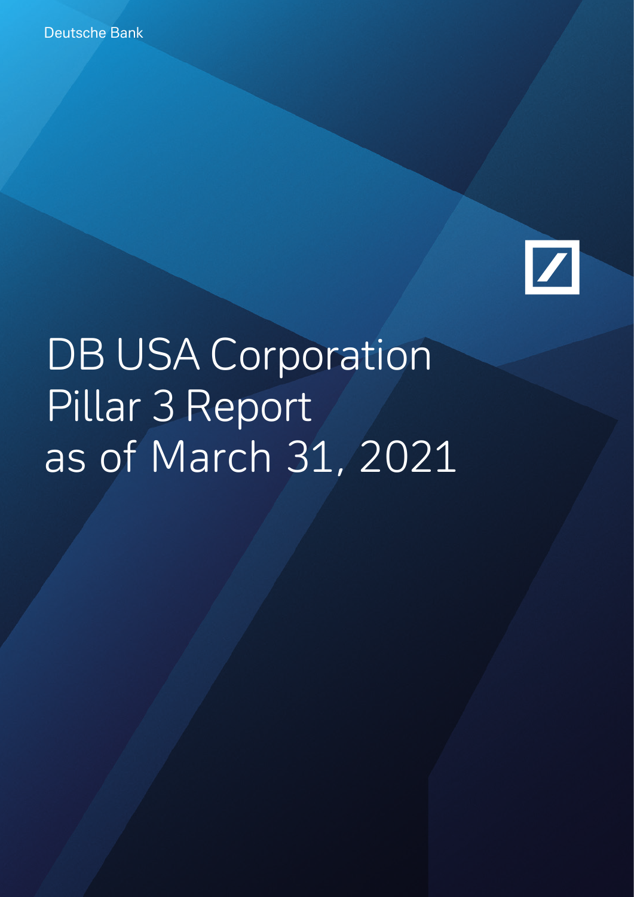Deutsche Bank

# DB USA Corporation Pillar 3 Report as of March 31, 2021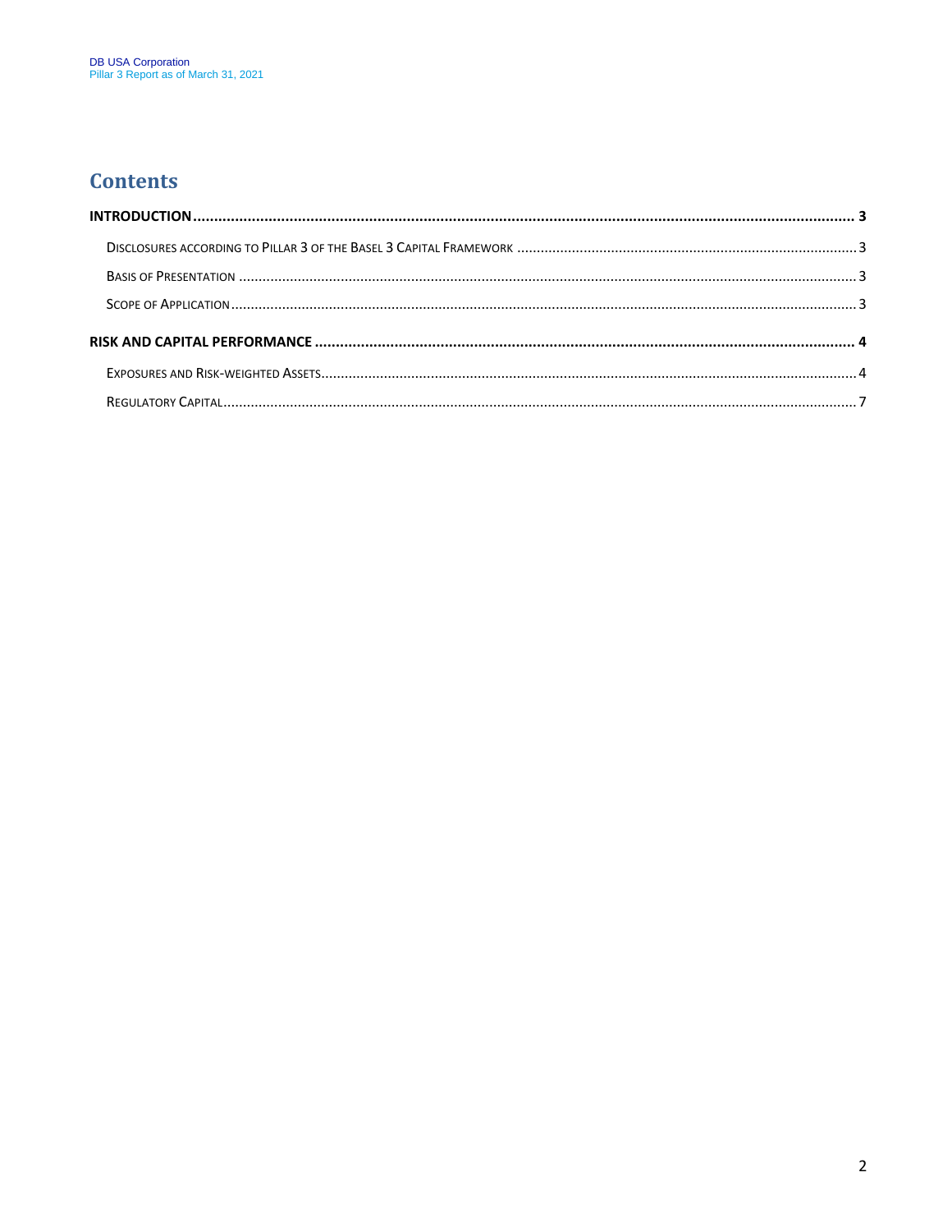# Contents

**INTRODUCTION** ..... 3

- Disclosures according to Pillar 3 of the Basel 3 Capital Framework ..... 3
- Basis of Presentation ..... 3
- Scope of Application ..... 3

**RISK AND CAPITAL PERFORMANCE** ..... 4

- Exposures and Risk-weighted Assets ..... 4
- Regulatory Capital ..... 7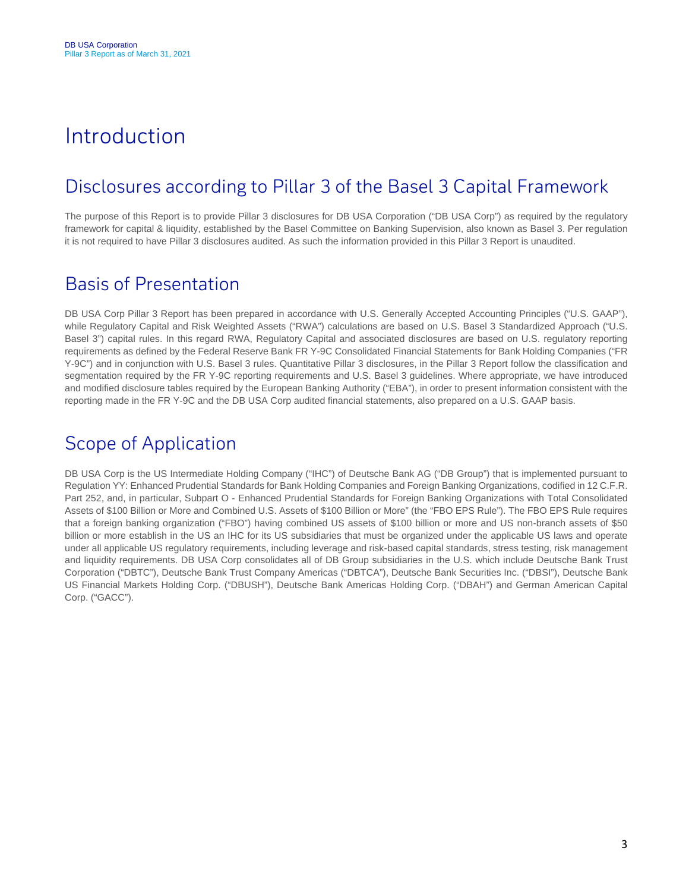# Introduction

## Disclosures according to Pillar 3 of the Basel 3 Capital Framework

The purpose of this Report is to provide Pillar 3 disclosures for DB USA Corporation ("DB USA Corp") as required by the regulatory framework for capital & liquidity, established by the Basel Committee on Banking Supervision, also known as Basel 3. Per regulation it is not required to have Pillar 3 disclosures audited. As such the information provided in this Pillar 3 Report is unaudited.

## Basis of Presentation

DB USA Corp Pillar 3 Report has been prepared in accordance with U.S. Generally Accepted Accounting Principles ("U.S. GAAP"), while Regulatory Capital and Risk Weighted Assets ("RWA") calculations are based on U.S. Basel 3 Standardized Approach ("U.S. Basel 3") capital rules. In this regard RWA, Regulatory Capital and associated disclosures are based on U.S. regulatory reporting requirements as defined by the Federal Reserve Bank FR Y-9C Consolidated Financial Statements for Bank Holding Companies ("FR Y-9C") and in conjunction with U.S. Basel 3 rules. Quantitative Pillar 3 disclosures, in the Pillar 3 Report follow the classification and segmentation required by the FR Y-9C reporting requirements and U.S. Basel 3 guidelines. Where appropriate, we have introduced and modified disclosure tables required by the European Banking Authority ("EBA"), in order to present information consistent with the reporting made in the FR Y-9C and the DB USA Corp audited financial statements, also prepared on a U.S. GAAP basis.

## Scope of Application

DB USA Corp is the US Intermediate Holding Company ("IHC") of Deutsche Bank AG ("DB Group") that is implemented pursuant to Regulation YY: Enhanced Prudential Standards for Bank Holding Companies and Foreign Banking Organizations, codified in 12 C.F.R. Part 252, and, in particular, Subpart O - Enhanced Prudential Standards for Foreign Banking Organizations with Total Consolidated Assets of $100 Billion or More and Combined U.S. Assets of $100 Billion or More" (the "FBO EPS Rule"). The FBO EPS Rule requires that a foreign banking organization ("FBO") having combined US assets of $100 billion or more and US non-branch assets of $50 billion or more establish in the US an IHC for its US subsidiaries that must be organized under the applicable US laws and operate under all applicable US regulatory requirements, including leverage and risk-based capital standards, stress testing, risk management and liquidity requirements. DB USA Corp consolidates all of DB Group subsidiaries in the U.S. which include Deutsche Bank Trust Corporation ("DBTC"), Deutsche Bank Trust Company Americas ("DBTCA"), Deutsche Bank Securities Inc. ("DBSI"), Deutsche Bank US Financial Markets Holding Corp. ("DBUSH"), Deutsche Bank Americas Holding Corp. ("DBAH") and German American Capital Corp. ("GACC").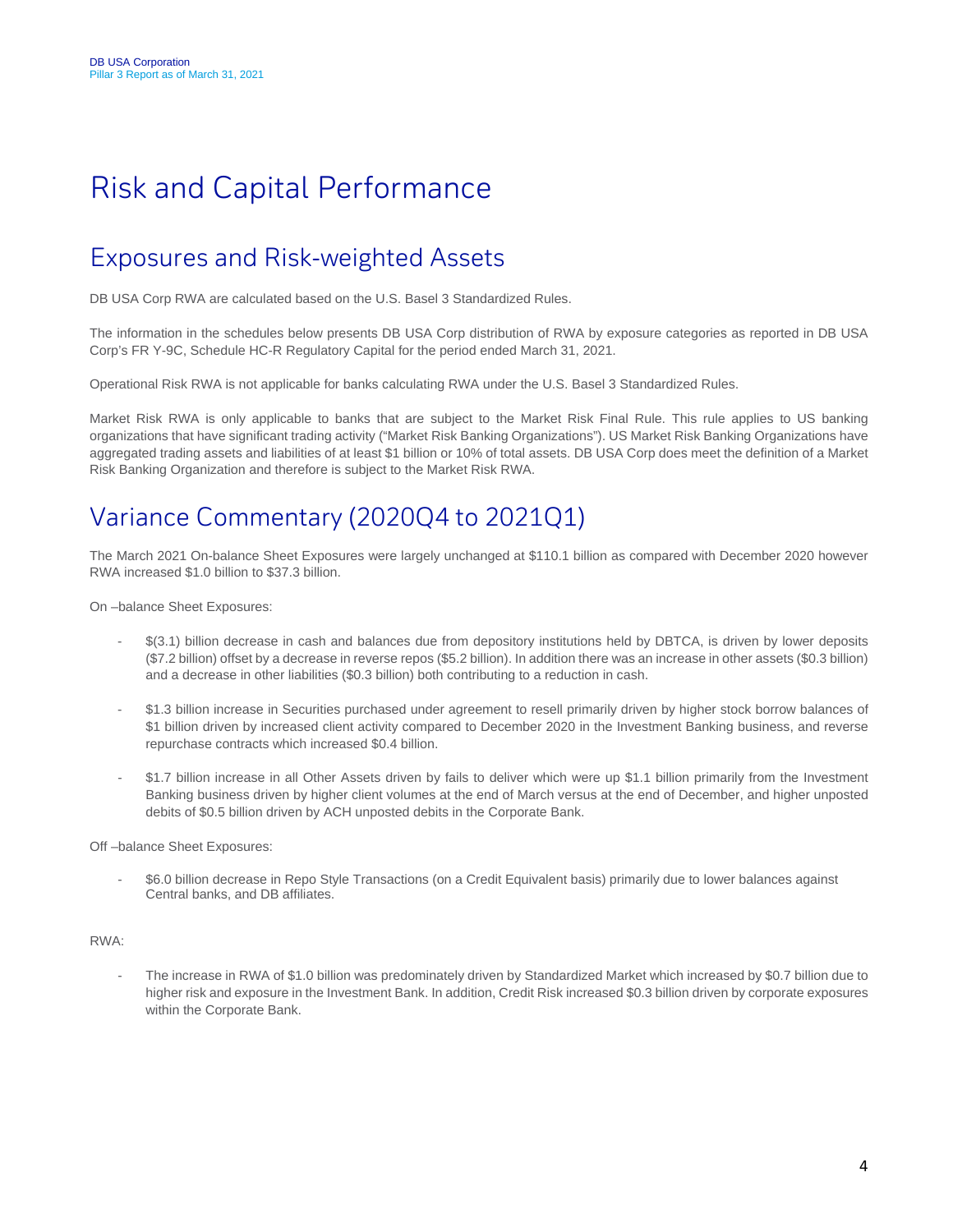# Risk and Capital Performance

## Exposures and Risk-weighted Assets

DB USA Corp RWA are calculated based on the U.S. Basel 3 Standardized Rules.

The information in the schedules below presents DB USA Corp distribution of RWA by exposure categories as reported in DB USA Corp's FR Y-9C, Schedule HC-R Regulatory Capital for the period ended March 31, 2021.

Operational Risk RWA is not applicable for banks calculating RWA under the U.S. Basel 3 Standardized Rules.

Market Risk RWA is only applicable to banks that are subject to the Market Risk Final Rule. This rule applies to US banking organizations that have significant trading activity ("Market Risk Banking Organizations"). US Market Risk Banking Organizations have aggregated trading assets and liabilities of at least $1 billion or 10% of total assets. DB USA Corp does meet the definition of a Market Risk Banking Organization and therefore is subject to the Market Risk RWA.

## Variance Commentary (2020Q4 to 2021Q1)

The March 2021 On-balance Sheet Exposures were largely unchanged at $110.1 billion as compared with December 2020 however RWA increased $1.0 billion to $37.3 billion.

On –balance Sheet Exposures:

- $(3.1) billion decrease in cash and balances due from depository institutions held by DBTCA, is driven by lower deposits ($7.2 billion) offset by a decrease in reverse repos ($5.2 billion). In addition there was an increase in other assets ($0.3 billion) and a decrease in other liabilities ($0.3 billion) both contributing to a reduction in cash.

- $1.3 billion increase in Securities purchased under agreement to resell primarily driven by higher stock borrow balances of $1 billion driven by increased client activity compared to December 2020 in the Investment Banking business, and reverse repurchase contracts which increased $0.4 billion.

- $1.7 billion increase in all Other Assets driven by fails to deliver which were up $1.1 billion primarily from the Investment Banking business driven by higher client volumes at the end of March versus at the end of December, and higher unposted debits of $0.5 billion driven by ACH unposted debits in the Corporate Bank.

Off –balance Sheet Exposures:

- $6.0 billion decrease in Repo Style Transactions (on a Credit Equivalent basis) primarily due to lower balances against Central banks, and DB affiliates.

RWA:

- The increase in RWA of $1.0 billion was predominately driven by Standardized Market which increased by $0.7 billion due to higher risk and exposure in the Investment Bank. In addition, Credit Risk increased $0.3 billion driven by corporate exposures within the Corporate Bank.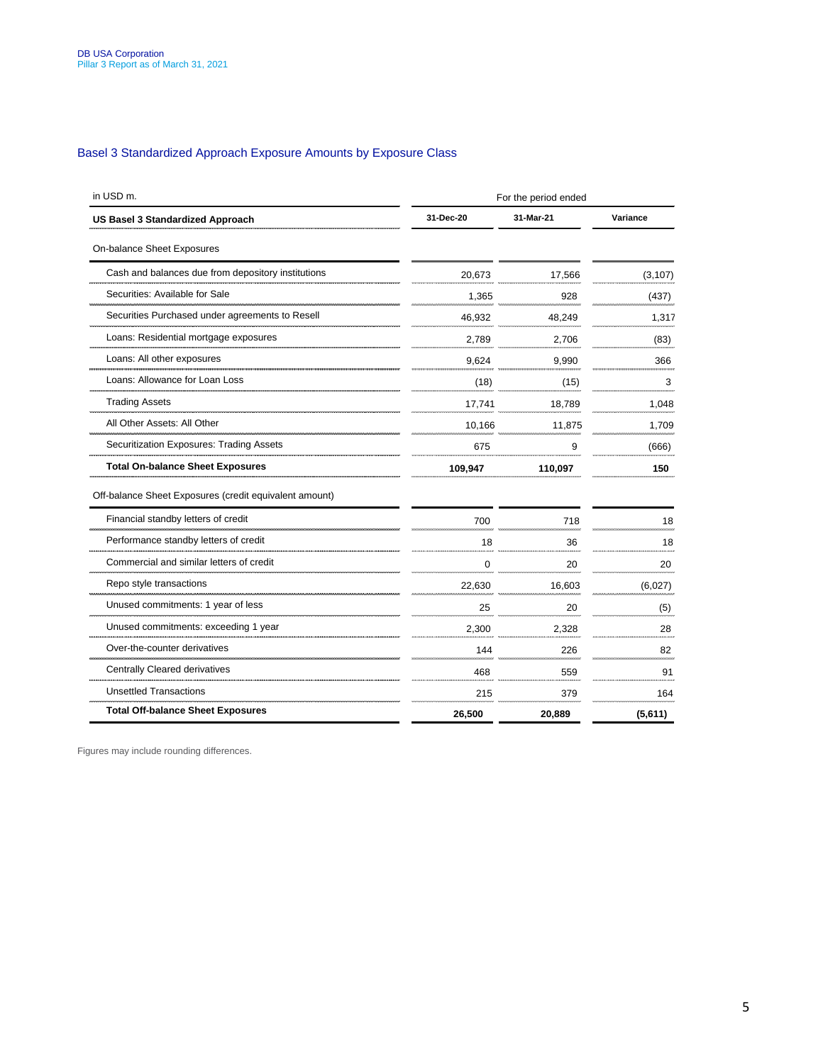## Basel 3 Standardized Approach Exposure Amounts by Exposure Class

| in USD m. | For the period ended | | |
|---|---|---|---|
| **US Basel 3 Standardized Approach** | **31-Dec-20** | **31-Mar-21** | **Variance** |
| On-balance Sheet Exposures | | | |
| Cash and balances due from depository institutions | 20,673 | 17,566 | (3,107) |
| Securities: Available for Sale | 1,365 | 928 | (437) |
| Securities Purchased under agreements to Resell | 46,932 | 48,249 | 1,317 |
| Loans: Residential mortgage exposures | 2,789 | 2,706 | (83) |
| Loans: All other exposures | 9,624 | 9,990 | 366 |
| Loans: Allowance for Loan Loss | (18) | (15) | 3 |
| Trading Assets | 17,741 | 18,789 | 1,048 |
| All Other Assets: All Other | 10,166 | 11,875 | 1,709 |
| Securitization Exposures: Trading Assets | 675 | 9 | (666) |
| **Total On-balance Sheet Exposures** | **109,947** | **110,097** | **150** |
| Off-balance Sheet Exposures (credit equivalent amount) | | | |
| Financial standby letters of credit | 700 | 718 | 18 |
| Performance standby letters of credit | 18 | 36 | 18 |
| Commercial and similar letters of credit | 0 | 20 | 20 |
| Repo style transactions | 22,630 | 16,603 | (6,027) |
| Unused commitments: 1 year of less | 25 | 20 | (5) |
| Unused commitments: exceeding 1 year | 2,300 | 2,328 | 28 |
| Over-the-counter derivatives | 144 | 226 | 82 |
| Centrally Cleared derivatives | 468 | 559 | 91 |
| Unsettled Transactions | 215 | 379 | 164 |
| **Total Off-balance Sheet Exposures** | **26,500** | **20,889** | **(5,611)** |

Figures may include rounding differences.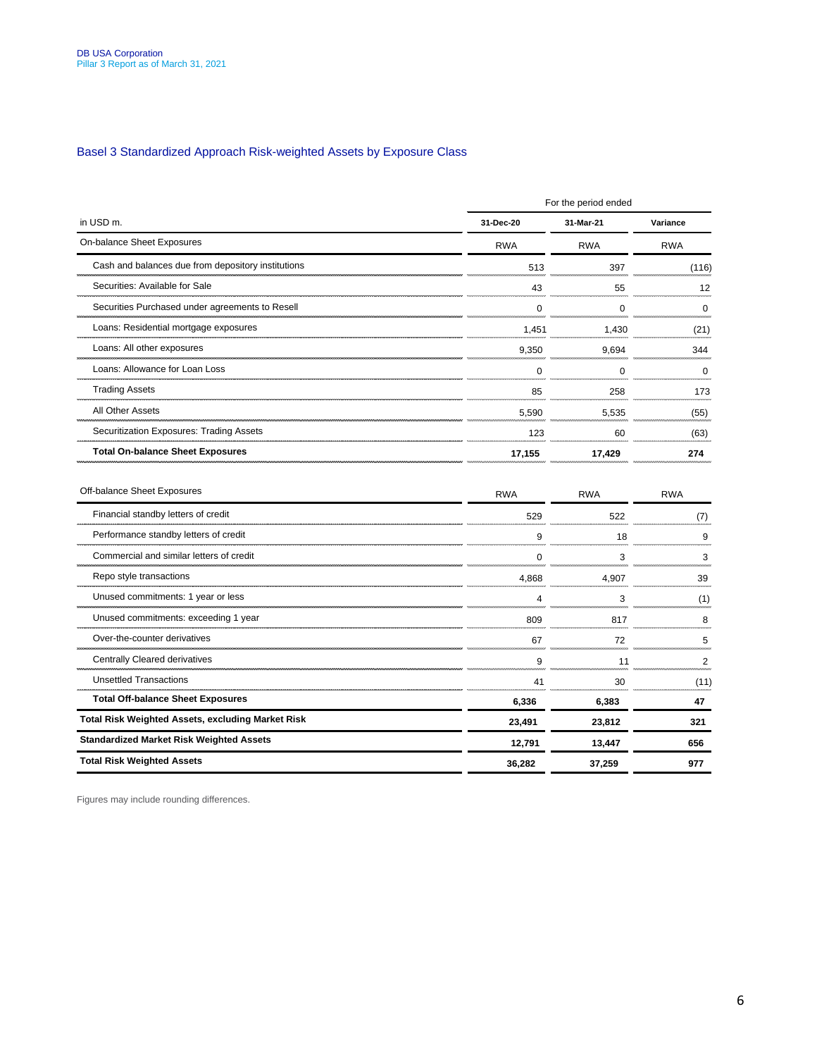## Basel 3 Standardized Approach Risk-weighted Assets by Exposure Class

| in USD m. | For the period ended | | |
|---|---|---|---|
| | 31-Dec-20 | 31-Mar-21 | Variance |
| On-balance Sheet Exposures | RWA | RWA | RWA |
| Cash and balances due from depository institutions | 513 | 397 | (116) |
| Securities: Available for Sale | 43 | 55 | 12 |
| Securities Purchased under agreements to Resell | 0 | 0 | 0 |
| Loans: Residential mortgage exposures | 1,451 | 1,430 | (21) |
| Loans: All other exposures | 9,350 | 9,694 | 344 |
| Loans: Allowance for Loan Loss | 0 | 0 | 0 |
| Trading Assets | 85 | 258 | 173 |
| All Other Assets | 5,590 | 5,535 | (55) |
| Securitization Exposures: Trading Assets | 123 | 60 | (63) |
| **Total On-balance Sheet Exposures** | **17,155** | **17,429** | **274** |
| Off-balance Sheet Exposures | RWA | RWA | RWA |
| Financial standby letters of credit | 529 | 522 | (7) |
| Performance standby letters of credit | 9 | 18 | 9 |
| Commercial and similar letters of credit | 0 | 3 | 3 |
| Repo style transactions | 4,868 | 4,907 | 39 |
| Unused commitments: 1 year or less | 4 | 3 | (1) |
| Unused commitments: exceeding 1 year | 809 | 817 | 8 |
| Over-the-counter derivatives | 67 | 72 | 5 |
| Centrally Cleared derivatives | 9 | 11 | 2 |
| Unsettled Transactions | 41 | 30 | (11) |
| **Total Off-balance Sheet Exposures** | **6,336** | **6,383** | **47** |
| **Total Risk Weighted Assets, excluding Market Risk** | **23,491** | **23,812** | **321** |
| **Standardized Market Risk Weighted Assets** | **12,791** | **13,447** | **656** |
| **Total Risk Weighted Assets** | **36,282** | **37,259** | **977** |

Figures may include rounding differences.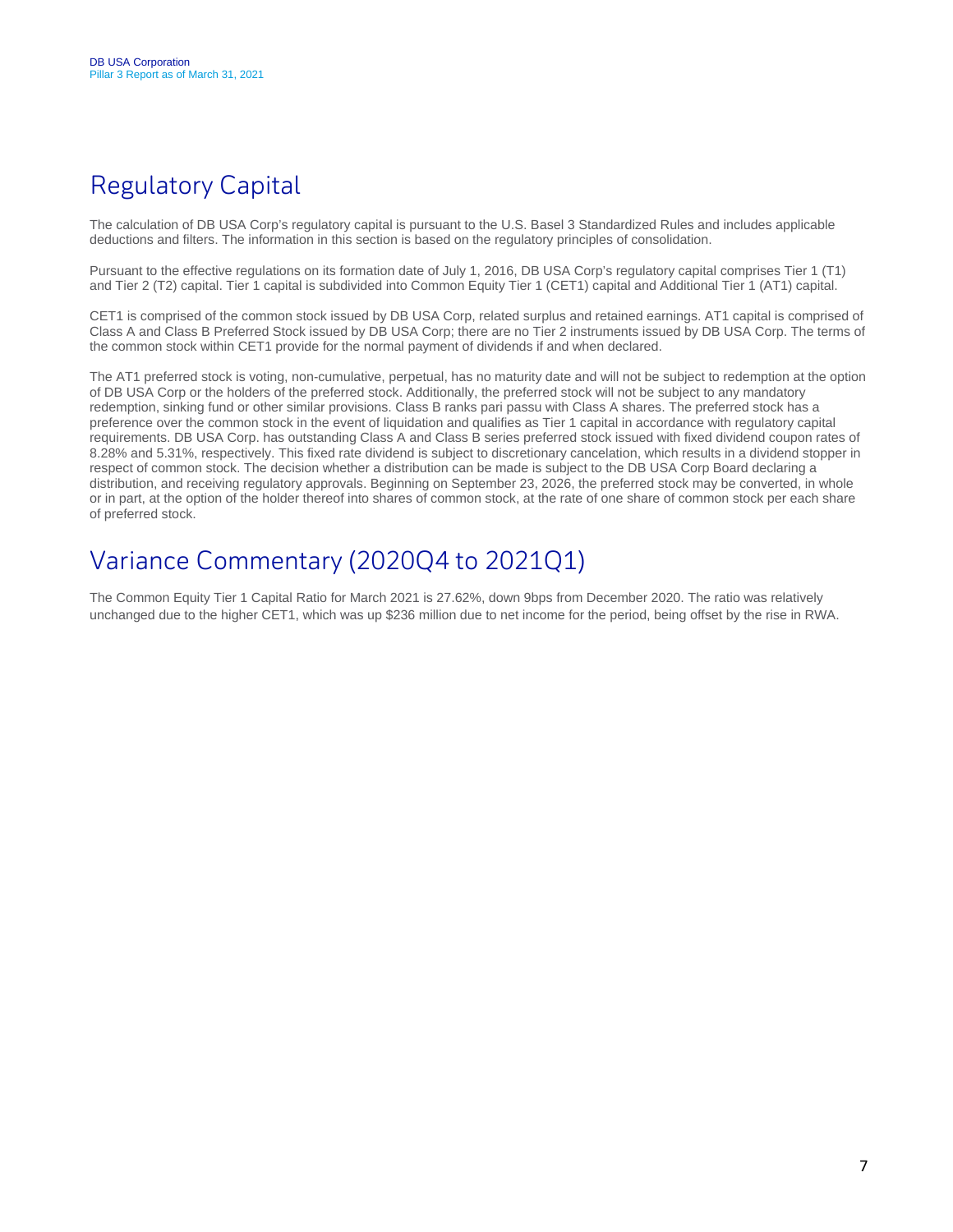# Regulatory Capital

The calculation of DB USA Corp's regulatory capital is pursuant to the U.S. Basel 3 Standardized Rules and includes applicable deductions and filters. The information in this section is based on the regulatory principles of consolidation.

Pursuant to the effective regulations on its formation date of July 1, 2016, DB USA Corp's regulatory capital comprises Tier 1 (T1) and Tier 2 (T2) capital. Tier 1 capital is subdivided into Common Equity Tier 1 (CET1) capital and Additional Tier 1 (AT1) capital.

CET1 is comprised of the common stock issued by DB USA Corp, related surplus and retained earnings. AT1 capital is comprised of Class A and Class B Preferred Stock issued by DB USA Corp; there are no Tier 2 instruments issued by DB USA Corp. The terms of the common stock within CET1 provide for the normal payment of dividends if and when declared.

The AT1 preferred stock is voting, non-cumulative, perpetual, has no maturity date and will not be subject to redemption at the option of DB USA Corp or the holders of the preferred stock. Additionally, the preferred stock will not be subject to any mandatory redemption, sinking fund or other similar provisions. Class B ranks pari passu with Class A shares. The preferred stock has a preference over the common stock in the event of liquidation and qualifies as Tier 1 capital in accordance with regulatory capital requirements. DB USA Corp. has outstanding Class A and Class B series preferred stock issued with fixed dividend coupon rates of 8.28% and 5.31%, respectively. This fixed rate dividend is subject to discretionary cancelation, which results in a dividend stopper in respect of common stock. The decision whether a distribution can be made is subject to the DB USA Corp Board declaring a distribution, and receiving regulatory approvals. Beginning on September 23, 2026, the preferred stock may be converted, in whole or in part, at the option of the holder thereof into shares of common stock, at the rate of one share of common stock per each share of preferred stock.

# Variance Commentary (2020Q4 to 2021Q1)

The Common Equity Tier 1 Capital Ratio for March 2021 is 27.62%, down 9bps from December 2020. The ratio was relatively unchanged due to the higher CET1, which was up $236 million due to net income for the period, being offset by the rise in RWA.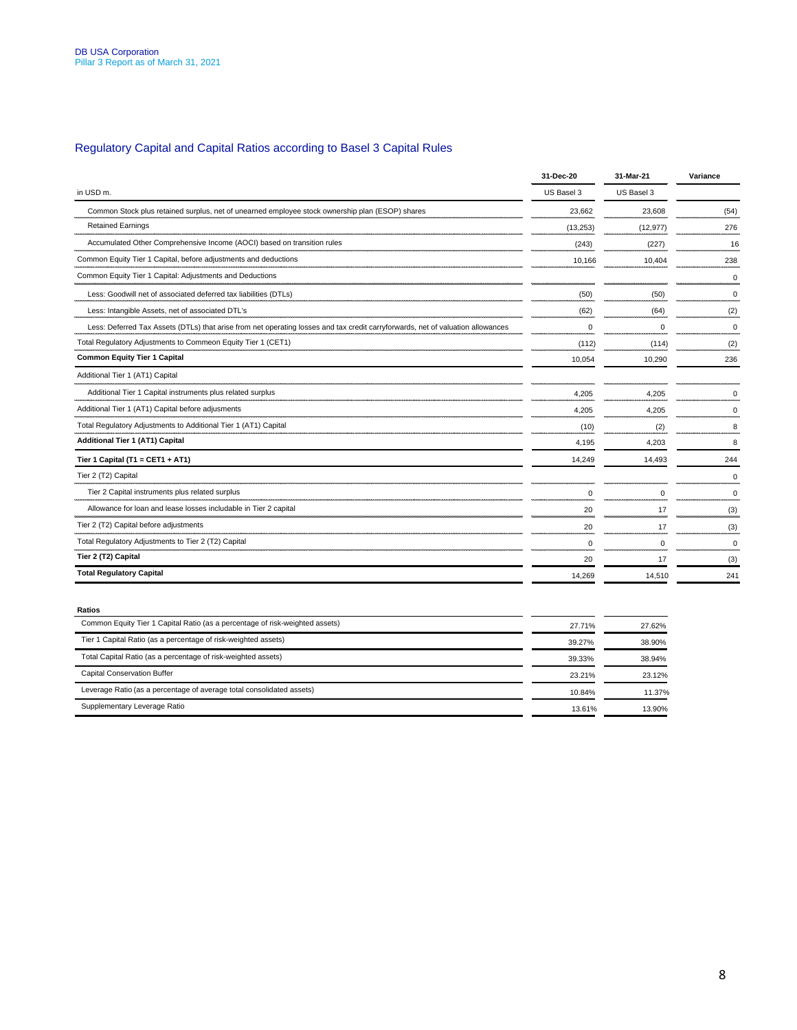## Regulatory Capital and Capital Ratios according to Basel 3 Capital Rules

| in USD m. | 31-Dec-20<br>US Basel 3 | 31-Mar-21<br>US Basel 3 | Variance |
|---|---|---|---|
| Common Stock plus retained surplus, net of unearned employee stock ownership plan (ESOP) shares | 23,662 | 23,608 | (54) |
| Retained Earnings | (13,253) | (12,977) | 276 |
| Accumulated Other Comprehensive Income (AOCI) based on transition rules | (243) | (227) | 16 |
| Common Equity Tier 1 Capital, before adjustments and deductions | 10,166 | 10,404 | 238 |
| Common Equity Tier 1 Capital: Adjustments and Deductions | | | 0 |
| Less: Goodwill net of associated deferred tax liabilities (DTLs) | (50) | (50) | 0 |
| Less: Intangible Assets, net of associated DTL's | (62) | (64) | (2) |
| Less: Deferred Tax Assets (DTLs) that arise from net operating losses and tax credit carryforwards, net of valuation allowances | 0 | 0 | 0 |
| Total Regulatory Adjustments to Commeon Equity Tier 1 (CET1) | (112) | (114) | (2) |
| **Common Equity Tier 1 Capital** | 10,054 | 10,290 | 236 |
| Additional Tier 1 (AT1) Capital | | | |
| Additional Tier 1 Capital instruments plus related surplus | 4,205 | 4,205 | 0 |
| Additional Tier 1 (AT1) Capital before adjusments | 4,205 | 4,205 | 0 |
| Total Regulatory Adjustments to Additional Tier 1 (AT1) Capital | (10) | (2) | 8 |
| **Additional Tier 1 (AT1) Capital** | 4,195 | 4,203 | 8 |
| **Tier 1 Capital (T1 = CET1 + AT1)** | 14,249 | 14,493 | 244 |
| Tier 2 (T2) Capital | | | 0 |
| Tier 2 Capital instruments plus related surplus | 0 | 0 | 0 |
| Allowance for loan and lease losses includable in Tier 2 capital | 20 | 17 | (3) |
| Tier 2 (T2) Capital before adjustments | 20 | 17 | (3) |
| Total Regulatory Adjustments to Tier 2 (T2) Capital | 0 | 0 | 0 |
| **Tier 2 (T2) Capital** | 20 | 17 | (3) |
| **Total Regulatory Capital** | 14,269 | 14,510 | 241 |

| **Ratios** | 31-Dec-20 | 31-Mar-21 |
|---|---|---|
| Common Equity Tier 1 Capital Ratio (as a percentage of risk-weighted assets) | 27.71% | 27.62% |
| Tier 1 Capital Ratio (as a percentage of risk-weighted assets) | 39.27% | 38.90% |
| Total Capital Ratio (as a percentage of risk-weighted assets) | 39.33% | 38.94% |
| Capital Conservation Buffer | 23.21% | 23.12% |
| Leverage Ratio (as a percentage of average total consolidated assets) | 10.84% | 11.37% |
| Supplementary Leverage Ratio | 13.61% | 13.90% |